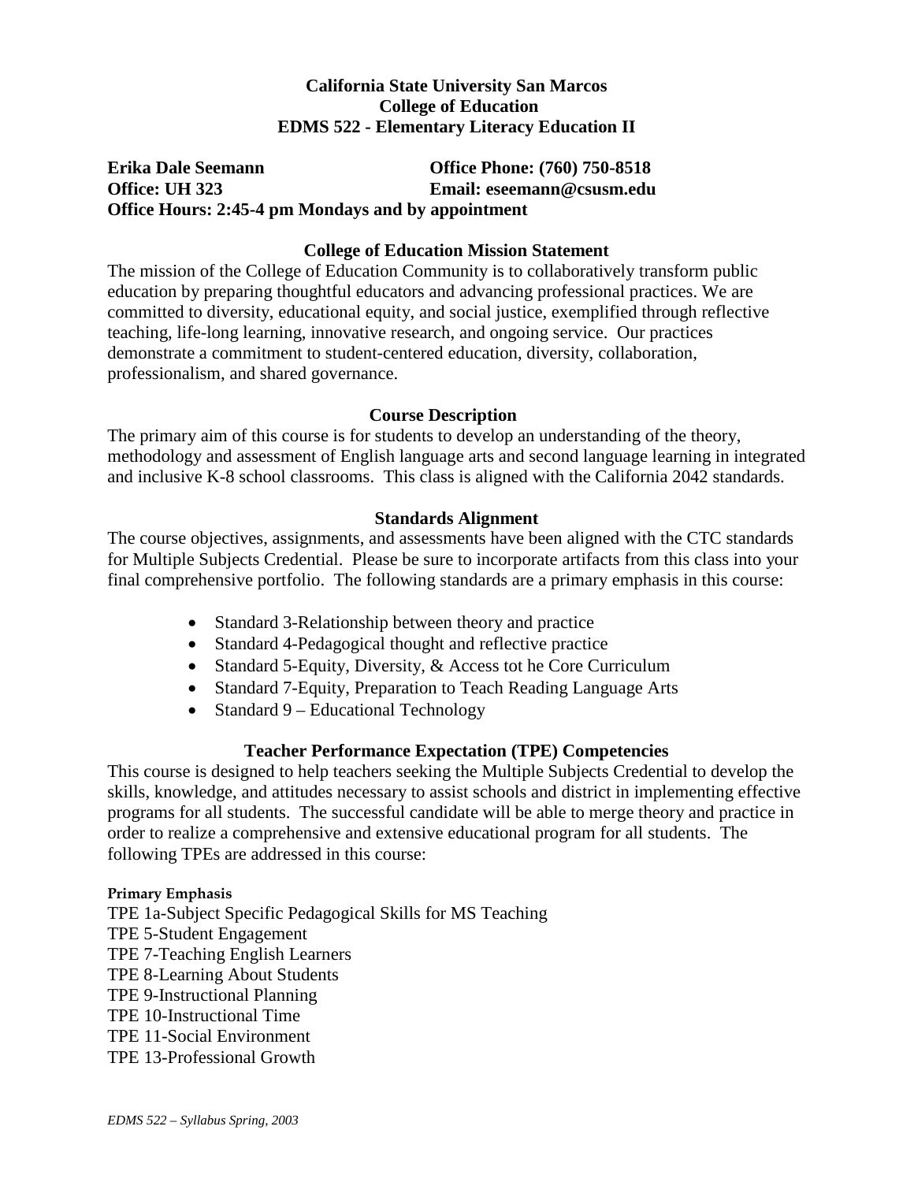# California State University San Marcos
## College of Education
## EDMS 522 - Elementary Literacy Education II

**Erika Dale Seemann**
**Office Phone: (760) 750-8518**
**Office: UH 323**
**Email: eseemann@csusm.edu**
**Office Hours: 2:45-4 pm Mondays and by appointment**

### College of Education Mission Statement

The mission of the College of Education Community is to collaboratively transform public education by preparing thoughtful educators and advancing professional practices. We are committed to diversity, educational equity, and social justice, exemplified through reflective teaching, life-long learning, innovative research, and ongoing service. Our practices demonstrate a commitment to student-centered education, diversity, collaboration, professionalism, and shared governance.

### Course Description

The primary aim of this course is for students to develop an understanding of the theory, methodology and assessment of English language arts and second language learning in integrated and inclusive K-8 school classrooms. This class is aligned with the California 2042 standards.

### Standards Alignment

The course objectives, assignments, and assessments have been aligned with the CTC standards for Multiple Subjects Credential. Please be sure to incorporate artifacts from this class into your final comprehensive portfolio. The following standards are a primary emphasis in this course:

- Standard 3-Relationship between theory and practice
- Standard 4-Pedagogical thought and reflective practice
- Standard 5-Equity, Diversity, & Access tot he Core Curriculum
- Standard 7-Equity, Preparation to Teach Reading Language Arts
- Standard 9 – Educational Technology

### Teacher Performance Expectation (TPE) Competencies

This course is designed to help teachers seeking the Multiple Subjects Credential to develop the skills, knowledge, and attitudes necessary to assist schools and district in implementing effective programs for all students. The successful candidate will be able to merge theory and practice in order to realize a comprehensive and extensive educational program for all students. The following TPEs are addressed in this course:

**Primary Emphasis**

TPE 1a-Subject Specific Pedagogical Skills for MS Teaching
TPE 5-Student Engagement
TPE 7-Teaching English Learners
TPE 8-Learning About Students
TPE 9-Instructional Planning
TPE 10-Instructional Time
TPE 11-Social Environment
TPE 13-Professional Growth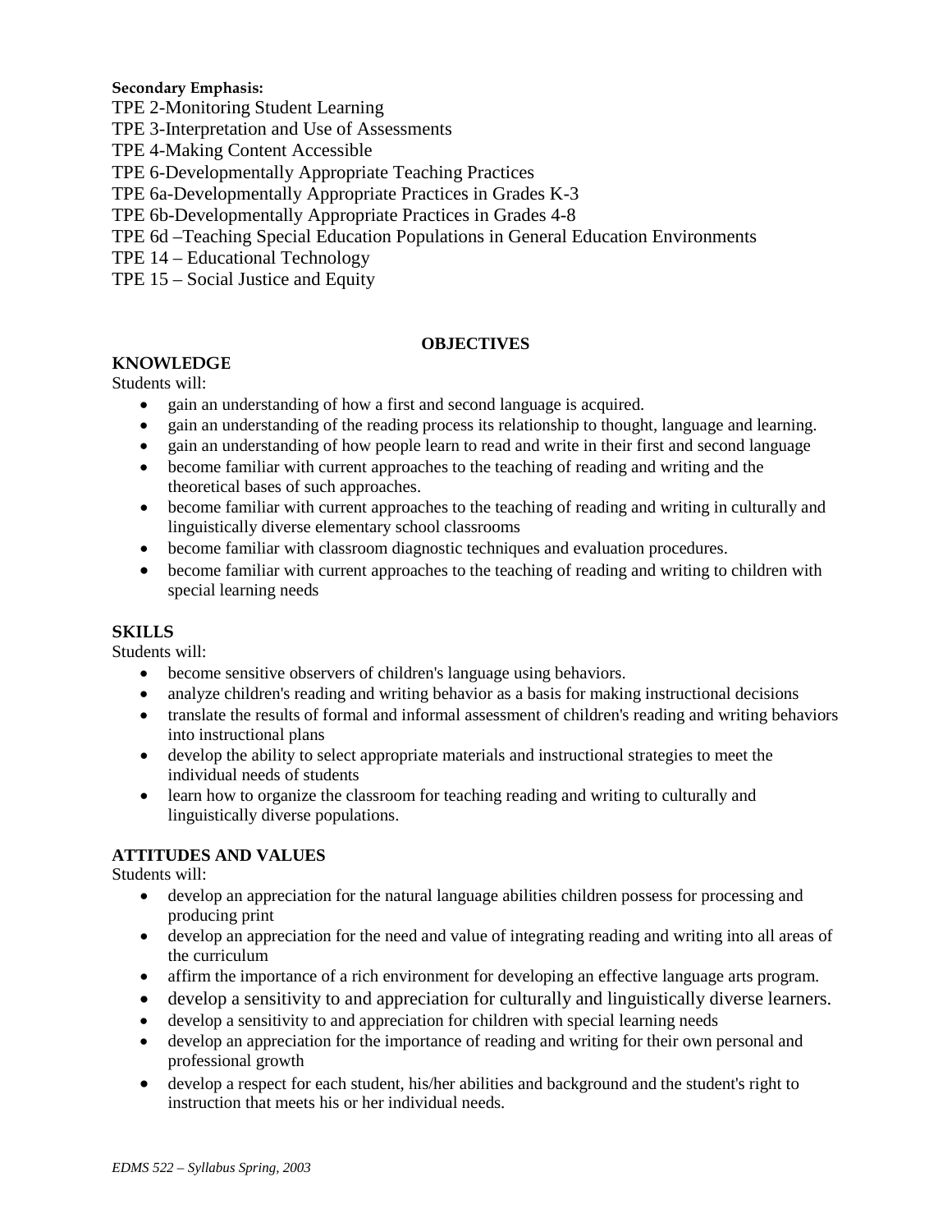**Secondary Emphasis:**

TPE 2-Monitoring Student Learning
TPE 3-Interpretation and Use of Assessments
TPE 4-Making Content Accessible
TPE 6-Developmentally Appropriate Teaching Practices
TPE 6a-Developmentally Appropriate Practices in Grades K-3
TPE 6b-Developmentally Appropriate Practices in Grades 4-8
TPE 6d –Teaching Special Education Populations in General Education Environments
TPE 14 – Educational Technology
TPE 15 – Social Justice and Equity

## OBJECTIVES

### KNOWLEDGE

Students will:

- gain an understanding of how a first and second language is acquired.
- gain an understanding of the reading process its relationship to thought, language and learning.
- gain an understanding of how people learn to read and write in their first and second language
- become familiar with current approaches to the teaching of reading and writing and the theoretical bases of such approaches.
- become familiar with current approaches to the teaching of reading and writing in culturally and linguistically diverse elementary school classrooms
- become familiar with classroom diagnostic techniques and evaluation procedures.
- become familiar with current approaches to the teaching of reading and writing to children with special learning needs

### SKILLS

Students will:

- become sensitive observers of children's language using behaviors.
- analyze children's reading and writing behavior as a basis for making instructional decisions
- translate the results of formal and informal assessment of children's reading and writing behaviors into instructional plans
- develop the ability to select appropriate materials and instructional strategies to meet the individual needs of students
- learn how to organize the classroom for teaching reading and writing to culturally and linguistically diverse populations.

### ATTITUDES AND VALUES

Students will:

- develop an appreciation for the natural language abilities children possess for processing and producing print
- develop an appreciation for the need and value of integrating reading and writing into all areas of the curriculum
- affirm the importance of a rich environment for developing an effective language arts program.
- develop a sensitivity to and appreciation for culturally and linguistically diverse learners.
- develop a sensitivity to and appreciation for children with special learning needs
- develop an appreciation for the importance of reading and writing for their own personal and professional growth
- develop a respect for each student, his/her abilities and background and the student's right to instruction that meets his or her individual needs.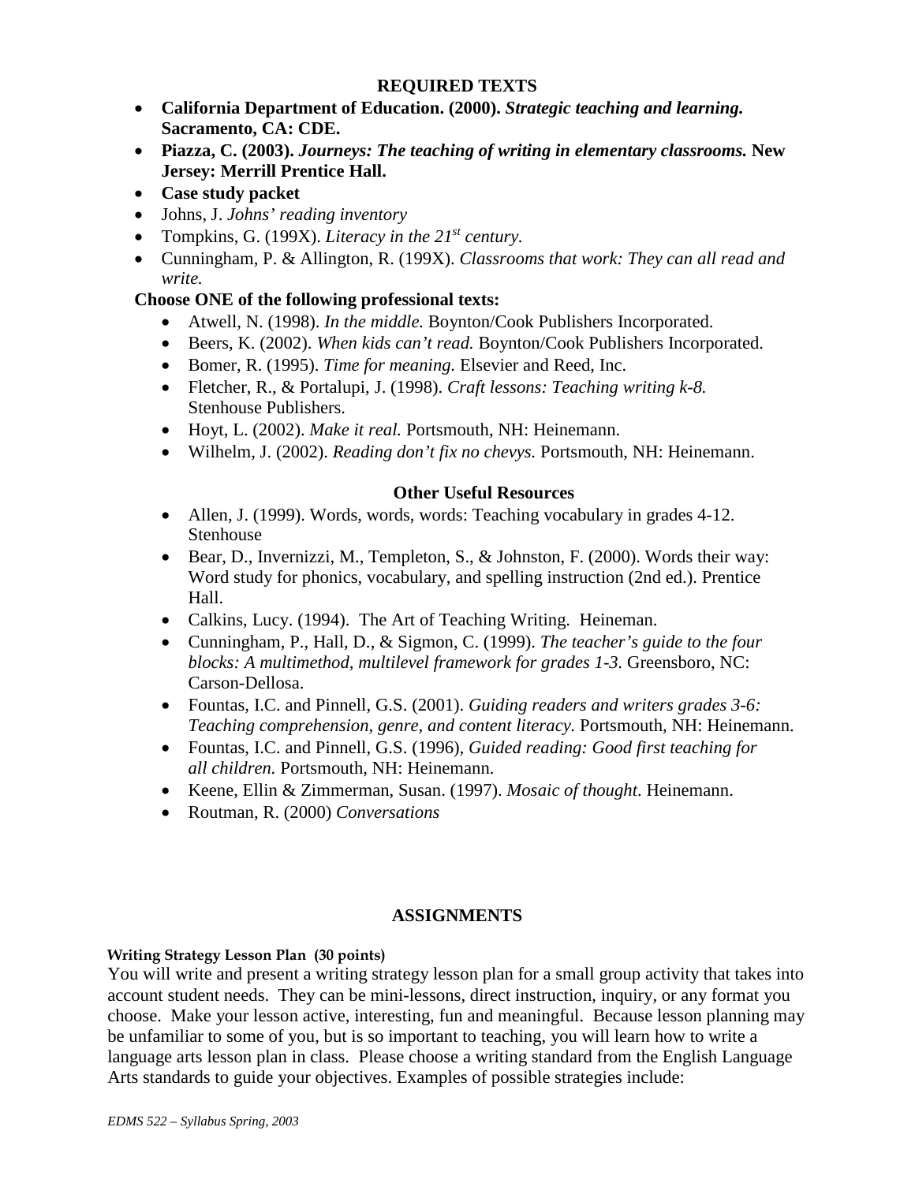## REQUIRED TEXTS

- **California Department of Education. (2000).** ***Strategic teaching and learning.*** **Sacramento, CA: CDE.**
- **Piazza, C. (2003).** ***Journeys: The teaching of writing in elementary classrooms.*** **New Jersey: Merrill Prentice Hall.**
- **Case study packet**
- Johns, J. *Johns' reading inventory*
- Tompkins, G. (199X). *Literacy in the 21st century.*
- Cunningham, P. & Allington, R. (199X). *Classrooms that work: They can all read and write.*

**Choose ONE of the following professional texts:**

- Atwell, N. (1998). *In the middle.* Boynton/Cook Publishers Incorporated.
- Beers, K. (2002). *When kids can't read.* Boynton/Cook Publishers Incorporated.
- Bomer, R. (1995). *Time for meaning.* Elsevier and Reed, Inc.
- Fletcher, R., & Portalupi, J. (1998). *Craft lessons: Teaching writing k-8.* Stenhouse Publishers.
- Hoyt, L. (2002). *Make it real.* Portsmouth, NH: Heinemann.
- Wilhelm, J. (2002). *Reading don't fix no chevys.* Portsmouth, NH: Heinemann.

### Other Useful Resources

- Allen, J. (1999). Words, words, words: Teaching vocabulary in grades 4-12. Stenhouse
- Bear, D., Invernizzi, M., Templeton, S., & Johnston, F. (2000). Words their way: Word study for phonics, vocabulary, and spelling instruction (2nd ed.). Prentice Hall.
- Calkins, Lucy. (1994). The Art of Teaching Writing. Heineman.
- Cunningham, P., Hall, D., & Sigmon, C. (1999). *The teacher's guide to the four blocks: A multimethod, multilevel framework for grades 1-3.* Greensboro, NC: Carson-Dellosa.
- Fountas, I.C. and Pinnell, G.S. (2001). *Guiding readers and writers grades 3-6: Teaching comprehension, genre, and content literacy.* Portsmouth, NH: Heinemann.
- Fountas, I.C. and Pinnell, G.S. (1996), *Guided reading: Good first teaching for all children.* Portsmouth, NH: Heinemann.
- Keene, Ellin & Zimmerman, Susan. (1997). *Mosaic of thought*. Heinemann.
- Routman, R. (2000) *Conversations*

## ASSIGNMENTS

**Writing Strategy Lesson Plan (30 points)**

You will write and present a writing strategy lesson plan for a small group activity that takes into account student needs. They can be mini-lessons, direct instruction, inquiry, or any format you choose. Make your lesson active, interesting, fun and meaningful. Because lesson planning may be unfamiliar to some of you, but is so important to teaching, you will learn how to write a language arts lesson plan in class. Please choose a writing standard from the English Language Arts standards to guide your objectives. Examples of possible strategies include: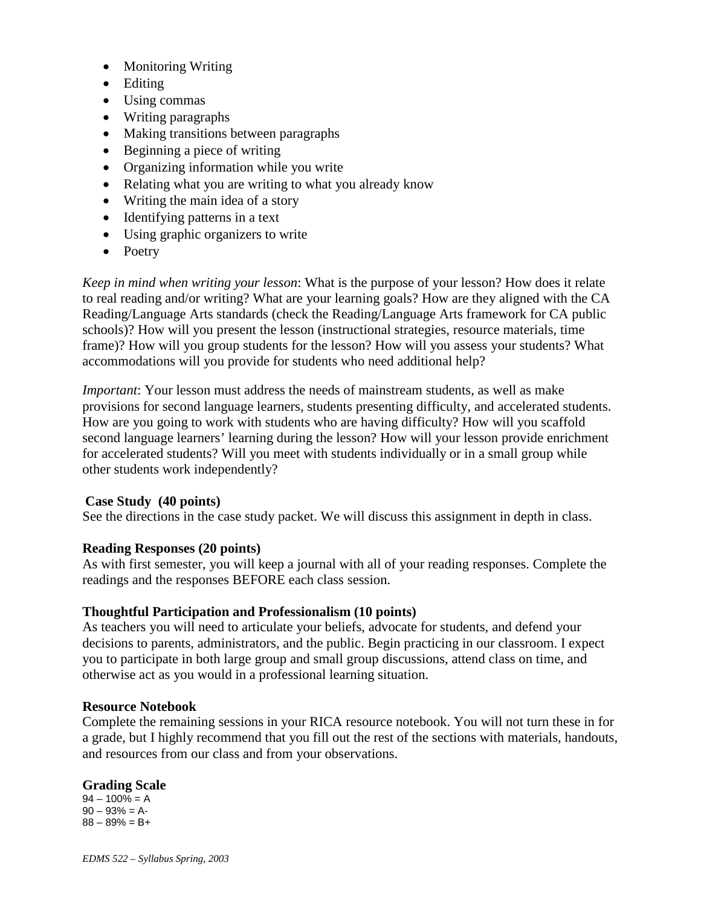- Monitoring Writing
- Editing
- Using commas
- Writing paragraphs
- Making transitions between paragraphs
- Beginning a piece of writing
- Organizing information while you write
- Relating what you are writing to what you already know
- Writing the main idea of a story
- Identifying patterns in a text
- Using graphic organizers to write
- Poetry

*Keep in mind when writing your lesson*: What is the purpose of your lesson? How does it relate to real reading and/or writing? What are your learning goals? How are they aligned with the CA Reading/Language Arts standards (check the Reading/Language Arts framework for CA public schools)? How will you present the lesson (instructional strategies, resource materials, time frame)? How will you group students for the lesson? How will you assess your students? What accommodations will you provide for students who need additional help?

*Important*: Your lesson must address the needs of mainstream students, as well as make provisions for second language learners, students presenting difficulty, and accelerated students. How are you going to work with students who are having difficulty? How will you scaffold second language learners' learning during the lesson? How will your lesson provide enrichment for accelerated students? Will you meet with students individually or in a small group while other students work independently?

**Case Study (40 points)**
See the directions in the case study packet. We will discuss this assignment in depth in class.

**Reading Responses (20 points)**
As with first semester, you will keep a journal with all of your reading responses. Complete the readings and the responses BEFORE each class session.

**Thoughtful Participation and Professionalism (10 points)**
As teachers you will need to articulate your beliefs, advocate for students, and defend your decisions to parents, administrators, and the public. Begin practicing in our classroom. I expect you to participate in both large group and small group discussions, attend class on time, and otherwise act as you would in a professional learning situation.

**Resource Notebook**
Complete the remaining sessions in your RICA resource notebook. You will not turn these in for a grade, but I highly recommend that you fill out the rest of the sections with materials, handouts, and resources from our class and from your observations.

**Grading Scale**

94 – 100% = A
90 – 93% = A-
88 – 89% = B+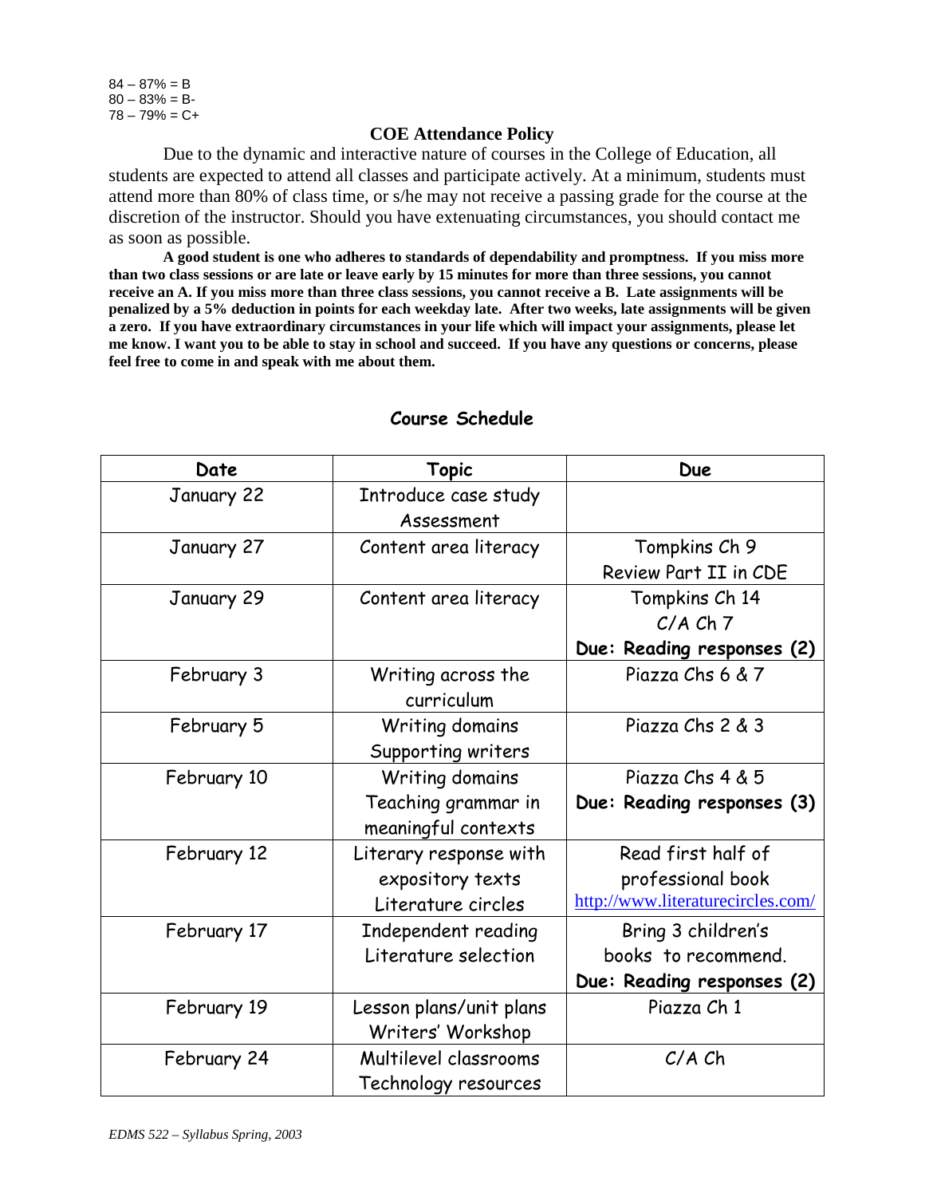84 – 87% = B
80 – 83% = B-
78 – 79% = C+

## COE Attendance Policy

Due to the dynamic and interactive nature of courses in the College of Education, all students are expected to attend all classes and participate actively. At a minimum, students must attend more than 80% of class time, or s/he may not receive a passing grade for the course at the discretion of the instructor. Should you have extenuating circumstances, you should contact me as soon as possible.

**A good student is one who adheres to standards of dependability and promptness. If you miss more than two class sessions or are late or leave early by 15 minutes for more than three sessions, you cannot receive an A. If you miss more than three class sessions, you cannot receive a B. Late assignments will be penalized by a 5% deduction in points for each weekday late. After two weeks, late assignments will be given a zero. If you have extraordinary circumstances in your life which will impact your assignments, please let me know. I want you to be able to stay in school and succeed. If you have any questions or concerns, please feel free to come in and speak with me about them.**

## Course Schedule

| Date | Topic | Due |
|---|---|---|
| January 22 | Introduce case study<br>Assessment | |
| January 27 | Content area literacy | Tompkins Ch 9<br>Review Part II in CDE |
| January 29 | Content area literacy | Tompkins Ch 14<br>C/A Ch 7<br>**Due: Reading responses (2)** |
| February 3 | Writing across the curriculum | Piazza Chs 6 & 7 |
| February 5 | Writing domains<br>Supporting writers | Piazza Chs 2 & 3 |
| February 10 | Writing domains<br>Teaching grammar in meaningful contexts | Piazza Chs 4 & 5<br>**Due: Reading responses (3)** |
| February 12 | Literary response with expository texts<br>Literature circles | Read first half of professional book<br>http://www.literaturecircles.com/ |
| February 17 | Independent reading<br>Literature selection | Bring 3 children's books to recommend.<br>**Due: Reading responses (2)** |
| February 19 | Lesson plans/unit plans<br>Writers' Workshop | Piazza Ch 1 |
| February 24 | Multilevel classrooms<br>Technology resources | C/A Ch |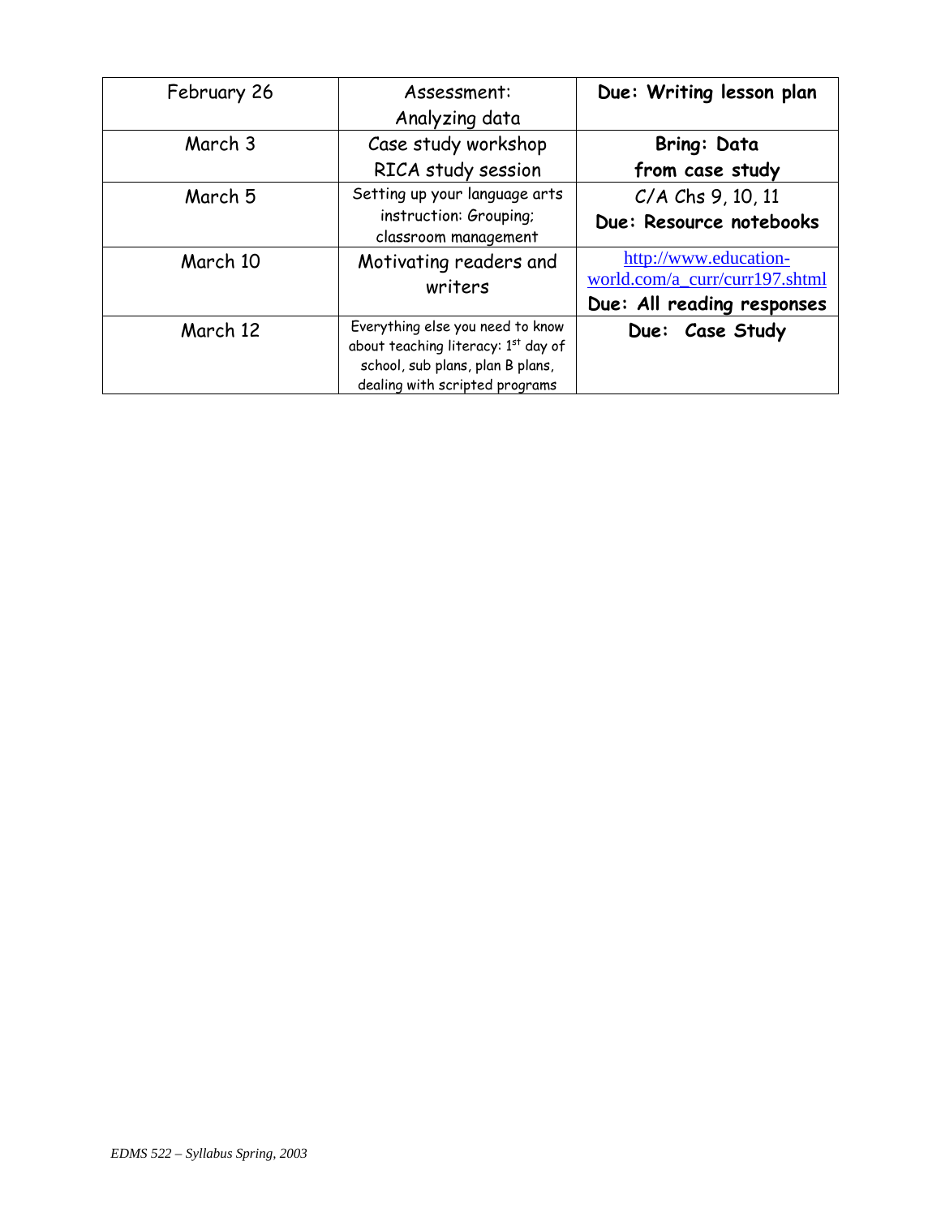| | | |
|---|---|---|
| February 26 | Assessment: Analyzing data | **Due: Writing lesson plan** |
| March 3 | Case study workshop RICA study session | **Bring: Data from case study** |
| March 5 | Setting up your language arts instruction: Grouping; classroom management | C/A Chs 9, 10, 11 **Due: Resource notebooks** |
| March 10 | Motivating readers and writers | http://www.education-world.com/a_curr/curr197.shtml **Due: All reading responses** |
| March 12 | Everything else you need to know about teaching literacy: 1st day of school, sub plans, plan B plans, dealing with scripted programs | **Due: Case Study** |